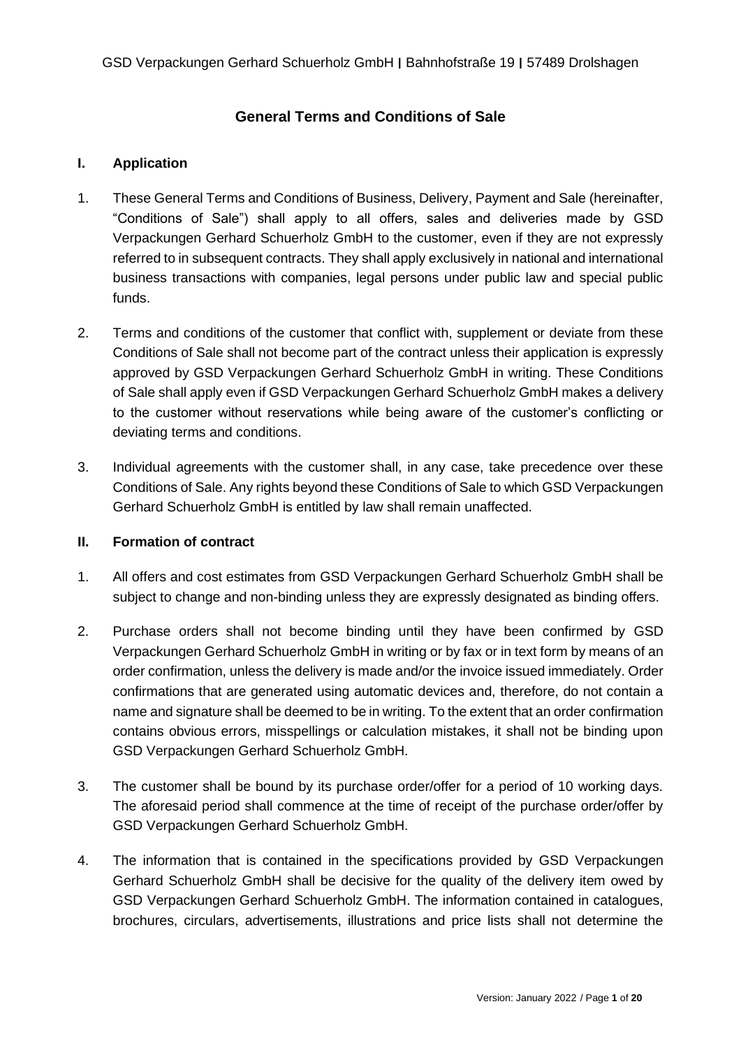GSD Verpackungen Gerhard Schuerholz GmbH **|** Bahnhofstraße 19 **|** 57489 Drolshagen

# General Terms and Conditions of Sale

## I. Application

1. These General Terms and Conditions of Business, Delivery, Payment and Sale (hereinafter, "Conditions of Sale") shall apply to all offers, sales and deliveries made by GSD Verpackungen Gerhard Schuerholz GmbH to the customer, even if they are not expressly referred to in subsequent contracts. They shall apply exclusively in national and international business transactions with companies, legal persons under public law and special public funds.

2. Terms and conditions of the customer that conflict with, supplement or deviate from these Conditions of Sale shall not become part of the contract unless their application is expressly approved by GSD Verpackungen Gerhard Schuerholz GmbH in writing. These Conditions of Sale shall apply even if GSD Verpackungen Gerhard Schuerholz GmbH makes a delivery to the customer without reservations while being aware of the customer's conflicting or deviating terms and conditions.

3. Individual agreements with the customer shall, in any case, take precedence over these Conditions of Sale. Any rights beyond these Conditions of Sale to which GSD Verpackungen Gerhard Schuerholz GmbH is entitled by law shall remain unaffected.

## II. Formation of contract

1. All offers and cost estimates from GSD Verpackungen Gerhard Schuerholz GmbH shall be subject to change and non-binding unless they are expressly designated as binding offers.

2. Purchase orders shall not become binding until they have been confirmed by GSD Verpackungen Gerhard Schuerholz GmbH in writing or by fax or in text form by means of an order confirmation, unless the delivery is made and/or the invoice issued immediately. Order confirmations that are generated using automatic devices and, therefore, do not contain a name and signature shall be deemed to be in writing. To the extent that an order confirmation contains obvious errors, misspellings or calculation mistakes, it shall not be binding upon GSD Verpackungen Gerhard Schuerholz GmbH.

3. The customer shall be bound by its purchase order/offer for a period of 10 working days. The aforesaid period shall commence at the time of receipt of the purchase order/offer by GSD Verpackungen Gerhard Schuerholz GmbH.

4. The information that is contained in the specifications provided by GSD Verpackungen Gerhard Schuerholz GmbH shall be decisive for the quality of the delivery item owed by GSD Verpackungen Gerhard Schuerholz GmbH. The information contained in catalogues, brochures, circulars, advertisements, illustrations and price lists shall not determine the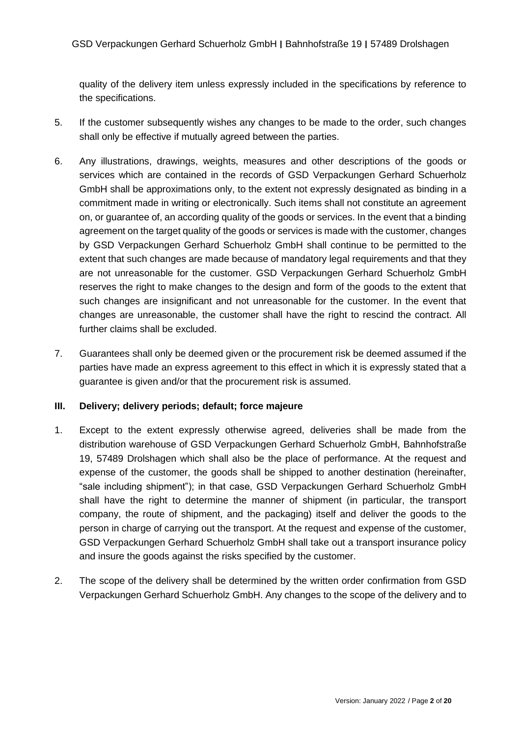quality of the delivery item unless expressly included in the specifications by reference to the specifications.

5. If the customer subsequently wishes any changes to be made to the order, such changes shall only be effective if mutually agreed between the parties.

6. Any illustrations, drawings, weights, measures and other descriptions of the goods or services which are contained in the records of GSD Verpackungen Gerhard Schuerholz GmbH shall be approximations only, to the extent not expressly designated as binding in a commitment made in writing or electronically. Such items shall not constitute an agreement on, or guarantee of, an according quality of the goods or services. In the event that a binding agreement on the target quality of the goods or services is made with the customer, changes by GSD Verpackungen Gerhard Schuerholz GmbH shall continue to be permitted to the extent that such changes are made because of mandatory legal requirements and that they are not unreasonable for the customer. GSD Verpackungen Gerhard Schuerholz GmbH reserves the right to make changes to the design and form of the goods to the extent that such changes are insignificant and not unreasonable for the customer. In the event that changes are unreasonable, the customer shall have the right to rescind the contract. All further claims shall be excluded.

7. Guarantees shall only be deemed given or the procurement risk be deemed assumed if the parties have made an express agreement to this effect in which it is expressly stated that a guarantee is given and/or that the procurement risk is assumed.

## III. Delivery; delivery periods; default; force majeure

1. Except to the extent expressly otherwise agreed, deliveries shall be made from the distribution warehouse of GSD Verpackungen Gerhard Schuerholz GmbH, Bahnhofstraße 19, 57489 Drolshagen which shall also be the place of performance. At the request and expense of the customer, the goods shall be shipped to another destination (hereinafter, "sale including shipment"); in that case, GSD Verpackungen Gerhard Schuerholz GmbH shall have the right to determine the manner of shipment (in particular, the transport company, the route of shipment, and the packaging) itself and deliver the goods to the person in charge of carrying out the transport. At the request and expense of the customer, GSD Verpackungen Gerhard Schuerholz GmbH shall take out a transport insurance policy and insure the goods against the risks specified by the customer.

2. The scope of the delivery shall be determined by the written order confirmation from GSD Verpackungen Gerhard Schuerholz GmbH. Any changes to the scope of the delivery and to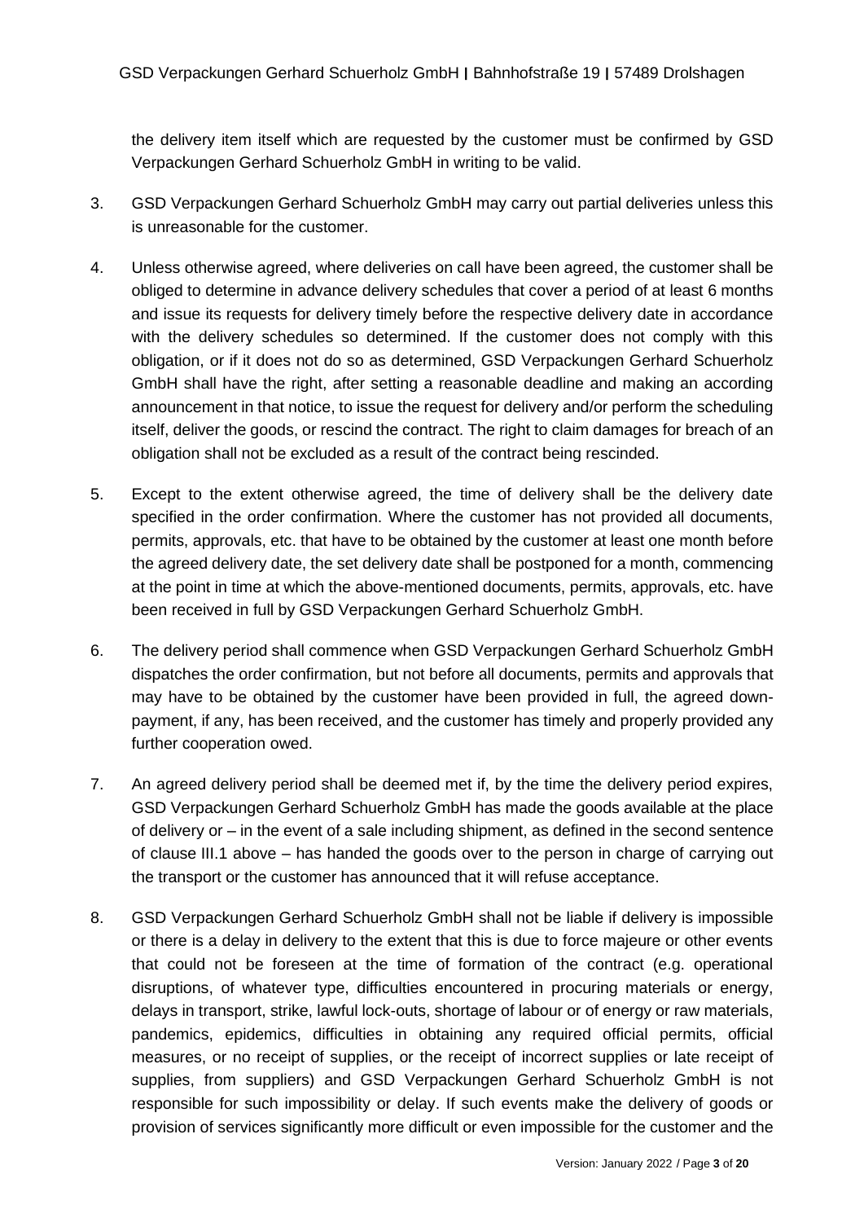the delivery item itself which are requested by the customer must be confirmed by GSD Verpackungen Gerhard Schuerholz GmbH in writing to be valid.

3. GSD Verpackungen Gerhard Schuerholz GmbH may carry out partial deliveries unless this is unreasonable for the customer.

4. Unless otherwise agreed, where deliveries on call have been agreed, the customer shall be obliged to determine in advance delivery schedules that cover a period of at least 6 months and issue its requests for delivery timely before the respective delivery date in accordance with the delivery schedules so determined. If the customer does not comply with this obligation, or if it does not do so as determined, GSD Verpackungen Gerhard Schuerholz GmbH shall have the right, after setting a reasonable deadline and making an according announcement in that notice, to issue the request for delivery and/or perform the scheduling itself, deliver the goods, or rescind the contract. The right to claim damages for breach of an obligation shall not be excluded as a result of the contract being rescinded.

5. Except to the extent otherwise agreed, the time of delivery shall be the delivery date specified in the order confirmation. Where the customer has not provided all documents, permits, approvals, etc. that have to be obtained by the customer at least one month before the agreed delivery date, the set delivery date shall be postponed for a month, commencing at the point in time at which the above-mentioned documents, permits, approvals, etc. have been received in full by GSD Verpackungen Gerhard Schuerholz GmbH.

6. The delivery period shall commence when GSD Verpackungen Gerhard Schuerholz GmbH dispatches the order confirmation, but not before all documents, permits and approvals that may have to be obtained by the customer have been provided in full, the agreed down-payment, if any, has been received, and the customer has timely and properly provided any further cooperation owed.

7. An agreed delivery period shall be deemed met if, by the time the delivery period expires, GSD Verpackungen Gerhard Schuerholz GmbH has made the goods available at the place of delivery or – in the event of a sale including shipment, as defined in the second sentence of clause III.1 above – has handed the goods over to the person in charge of carrying out the transport or the customer has announced that it will refuse acceptance.

8. GSD Verpackungen Gerhard Schuerholz GmbH shall not be liable if delivery is impossible or there is a delay in delivery to the extent that this is due to force majeure or other events that could not be foreseen at the time of formation of the contract (e.g. operational disruptions, of whatever type, difficulties encountered in procuring materials or energy, delays in transport, strike, lawful lock-outs, shortage of labour or of energy or raw materials, pandemics, epidemics, difficulties in obtaining any required official permits, official measures, or no receipt of supplies, or the receipt of incorrect supplies or late receipt of supplies, from suppliers) and GSD Verpackungen Gerhard Schuerholz GmbH is not responsible for such impossibility or delay. If such events make the delivery of goods or provision of services significantly more difficult or even impossible for the customer and the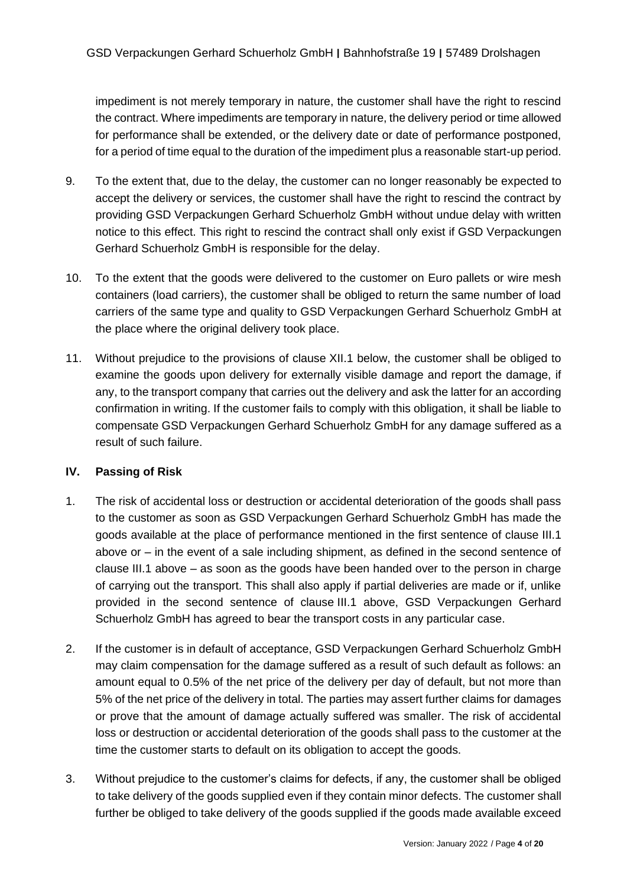impediment is not merely temporary in nature, the customer shall have the right to rescind the contract. Where impediments are temporary in nature, the delivery period or time allowed for performance shall be extended, or the delivery date or date of performance postponed, for a period of time equal to the duration of the impediment plus a reasonable start-up period.

9. To the extent that, due to the delay, the customer can no longer reasonably be expected to accept the delivery or services, the customer shall have the right to rescind the contract by providing GSD Verpackungen Gerhard Schuerholz GmbH without undue delay with written notice to this effect. This right to rescind the contract shall only exist if GSD Verpackungen Gerhard Schuerholz GmbH is responsible for the delay.

10. To the extent that the goods were delivered to the customer on Euro pallets or wire mesh containers (load carriers), the customer shall be obliged to return the same number of load carriers of the same type and quality to GSD Verpackungen Gerhard Schuerholz GmbH at the place where the original delivery took place.

11. Without prejudice to the provisions of clause XII.1 below, the customer shall be obliged to examine the goods upon delivery for externally visible damage and report the damage, if any, to the transport company that carries out the delivery and ask the latter for an according confirmation in writing. If the customer fails to comply with this obligation, it shall be liable to compensate GSD Verpackungen Gerhard Schuerholz GmbH for any damage suffered as a result of such failure.

## IV. Passing of Risk

1. The risk of accidental loss or destruction or accidental deterioration of the goods shall pass to the customer as soon as GSD Verpackungen Gerhard Schuerholz GmbH has made the goods available at the place of performance mentioned in the first sentence of clause III.1 above or – in the event of a sale including shipment, as defined in the second sentence of clause III.1 above – as soon as the goods have been handed over to the person in charge of carrying out the transport. This shall also apply if partial deliveries are made or if, unlike provided in the second sentence of clause III.1 above, GSD Verpackungen Gerhard Schuerholz GmbH has agreed to bear the transport costs in any particular case.

2. If the customer is in default of acceptance, GSD Verpackungen Gerhard Schuerholz GmbH may claim compensation for the damage suffered as a result of such default as follows: an amount equal to 0.5% of the net price of the delivery per day of default, but not more than 5% of the net price of the delivery in total. The parties may assert further claims for damages or prove that the amount of damage actually suffered was smaller. The risk of accidental loss or destruction or accidental deterioration of the goods shall pass to the customer at the time the customer starts to default on its obligation to accept the goods.

3. Without prejudice to the customer's claims for defects, if any, the customer shall be obliged to take delivery of the goods supplied even if they contain minor defects. The customer shall further be obliged to take delivery of the goods supplied if the goods made available exceed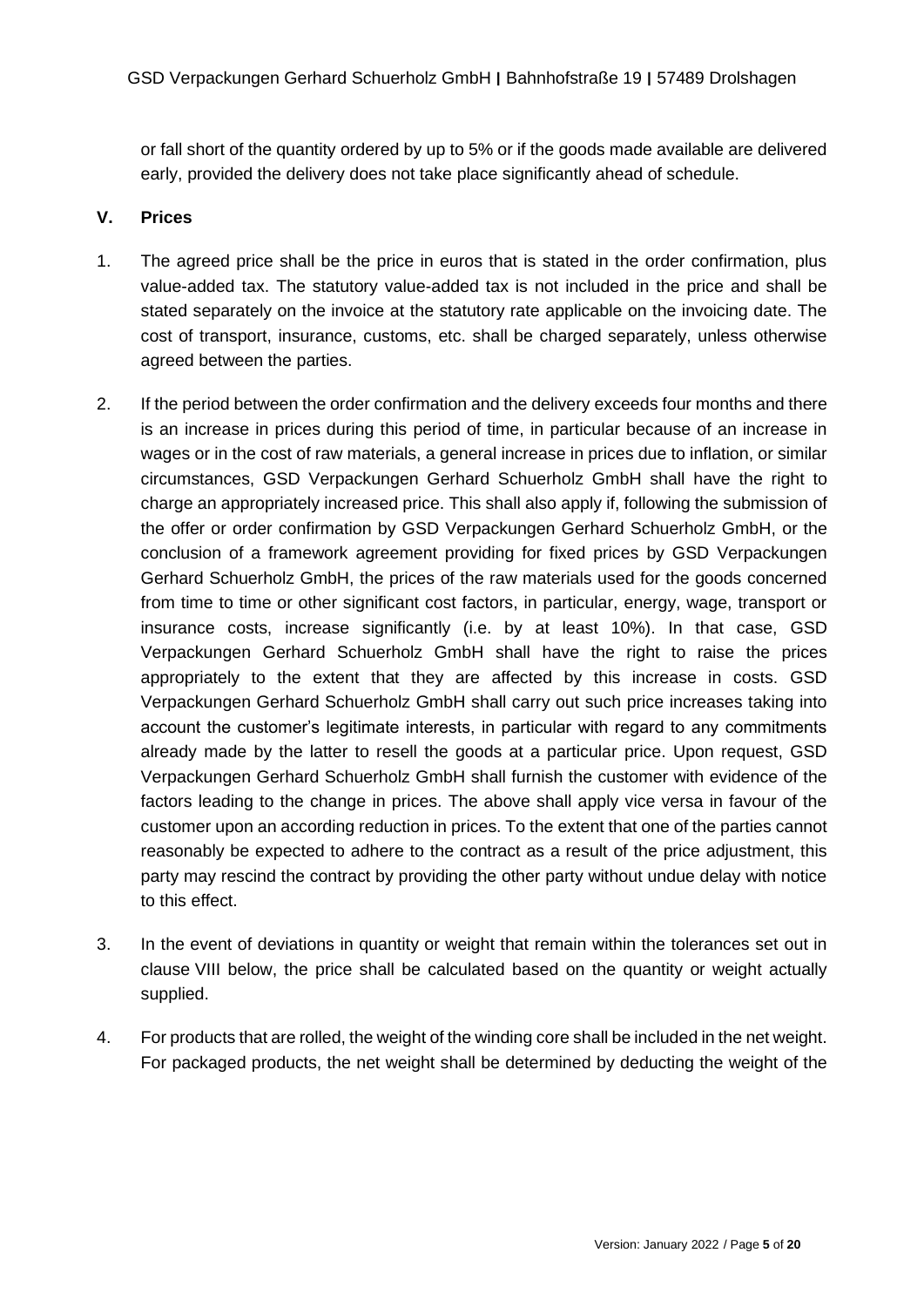or fall short of the quantity ordered by up to 5% or if the goods made available are delivered early, provided the delivery does not take place significantly ahead of schedule.

## V. Prices

1. The agreed price shall be the price in euros that is stated in the order confirmation, plus value-added tax. The statutory value-added tax is not included in the price and shall be stated separately on the invoice at the statutory rate applicable on the invoicing date. The cost of transport, insurance, customs, etc. shall be charged separately, unless otherwise agreed between the parties.

2. If the period between the order confirmation and the delivery exceeds four months and there is an increase in prices during this period of time, in particular because of an increase in wages or in the cost of raw materials, a general increase in prices due to inflation, or similar circumstances, GSD Verpackungen Gerhard Schuerholz GmbH shall have the right to charge an appropriately increased price. This shall also apply if, following the submission of the offer or order confirmation by GSD Verpackungen Gerhard Schuerholz GmbH, or the conclusion of a framework agreement providing for fixed prices by GSD Verpackungen Gerhard Schuerholz GmbH, the prices of the raw materials used for the goods concerned from time to time or other significant cost factors, in particular, energy, wage, transport or insurance costs, increase significantly (i.e. by at least 10%). In that case, GSD Verpackungen Gerhard Schuerholz GmbH shall have the right to raise the prices appropriately to the extent that they are affected by this increase in costs. GSD Verpackungen Gerhard Schuerholz GmbH shall carry out such price increases taking into account the customer's legitimate interests, in particular with regard to any commitments already made by the latter to resell the goods at a particular price. Upon request, GSD Verpackungen Gerhard Schuerholz GmbH shall furnish the customer with evidence of the factors leading to the change in prices. The above shall apply vice versa in favour of the customer upon an according reduction in prices. To the extent that one of the parties cannot reasonably be expected to adhere to the contract as a result of the price adjustment, this party may rescind the contract by providing the other party without undue delay with notice to this effect.

3. In the event of deviations in quantity or weight that remain within the tolerances set out in clause VIII below, the price shall be calculated based on the quantity or weight actually supplied.

4. For products that are rolled, the weight of the winding core shall be included in the net weight. For packaged products, the net weight shall be determined by deducting the weight of the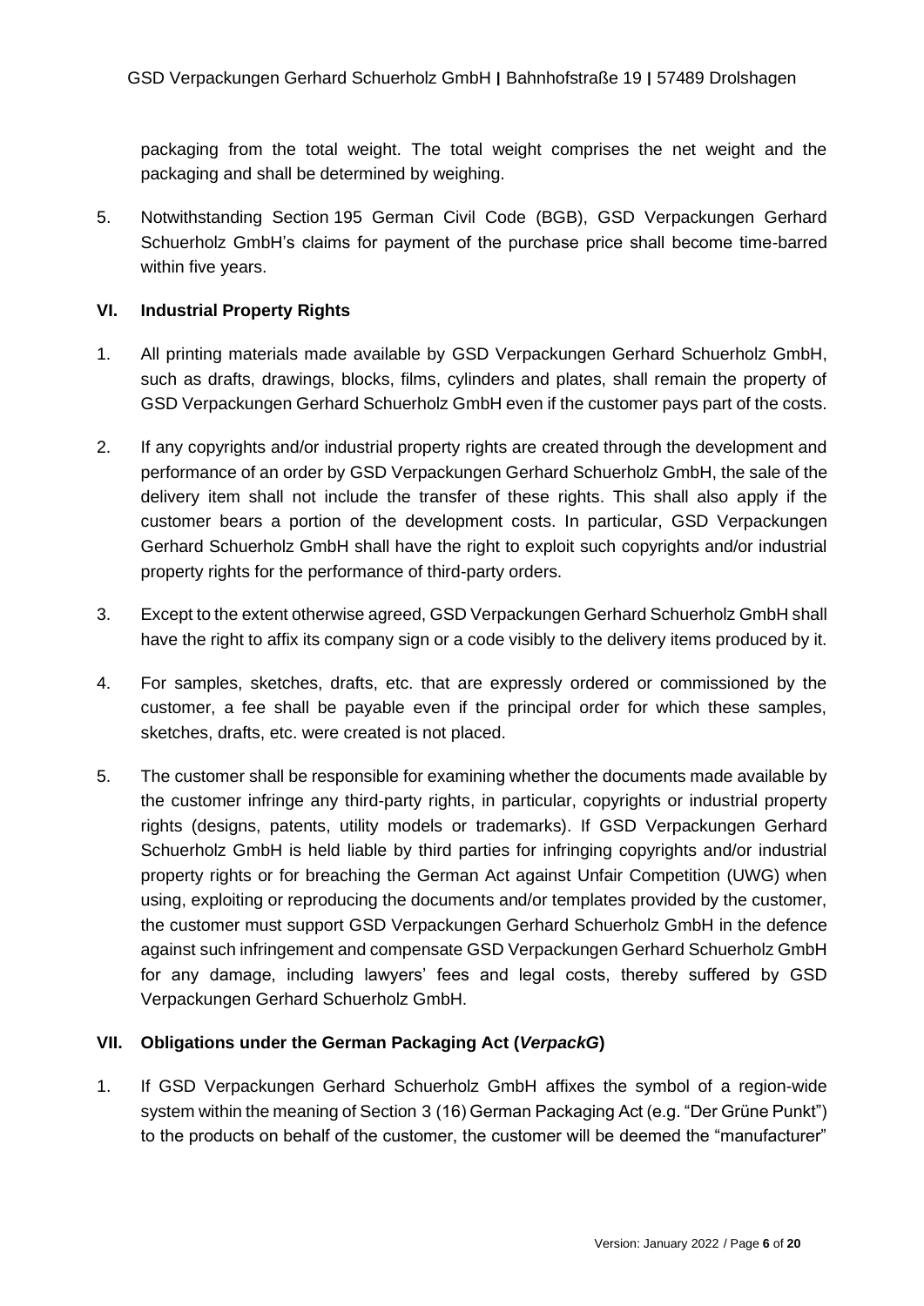packaging from the total weight. The total weight comprises the net weight and the packaging and shall be determined by weighing.

5. Notwithstanding Section 195 German Civil Code (BGB), GSD Verpackungen Gerhard Schuerholz GmbH's claims for payment of the purchase price shall become time-barred within five years.

## VI. Industrial Property Rights

1. All printing materials made available by GSD Verpackungen Gerhard Schuerholz GmbH, such as drafts, drawings, blocks, films, cylinders and plates, shall remain the property of GSD Verpackungen Gerhard Schuerholz GmbH even if the customer pays part of the costs.

2. If any copyrights and/or industrial property rights are created through the development and performance of an order by GSD Verpackungen Gerhard Schuerholz GmbH, the sale of the delivery item shall not include the transfer of these rights. This shall also apply if the customer bears a portion of the development costs. In particular, GSD Verpackungen Gerhard Schuerholz GmbH shall have the right to exploit such copyrights and/or industrial property rights for the performance of third-party orders.

3. Except to the extent otherwise agreed, GSD Verpackungen Gerhard Schuerholz GmbH shall have the right to affix its company sign or a code visibly to the delivery items produced by it.

4. For samples, sketches, drafts, etc. that are expressly ordered or commissioned by the customer, a fee shall be payable even if the principal order for which these samples, sketches, drafts, etc. were created is not placed.

5. The customer shall be responsible for examining whether the documents made available by the customer infringe any third-party rights, in particular, copyrights or industrial property rights (designs, patents, utility models or trademarks). If GSD Verpackungen Gerhard Schuerholz GmbH is held liable by third parties for infringing copyrights and/or industrial property rights or for breaching the German Act against Unfair Competition (UWG) when using, exploiting or reproducing the documents and/or templates provided by the customer, the customer must support GSD Verpackungen Gerhard Schuerholz GmbH in the defence against such infringement and compensate GSD Verpackungen Gerhard Schuerholz GmbH for any damage, including lawyers' fees and legal costs, thereby suffered by GSD Verpackungen Gerhard Schuerholz GmbH.

## VII. Obligations under the German Packaging Act (*VerpackG*)

1. If GSD Verpackungen Gerhard Schuerholz GmbH affixes the symbol of a region-wide system within the meaning of Section 3 (16) German Packaging Act (e.g. "Der Grüne Punkt") to the products on behalf of the customer, the customer will be deemed the "manufacturer"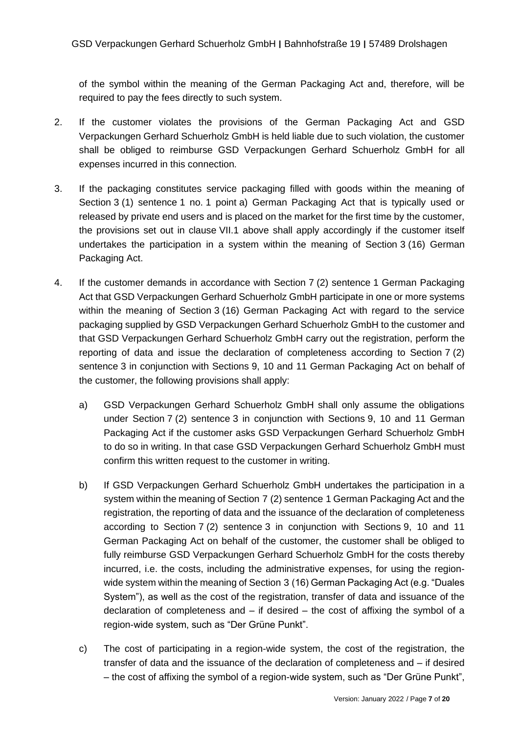of the symbol within the meaning of the German Packaging Act and, therefore, will be required to pay the fees directly to such system.

2. If the customer violates the provisions of the German Packaging Act and GSD Verpackungen Gerhard Schuerholz GmbH is held liable due to such violation, the customer shall be obliged to reimburse GSD Verpackungen Gerhard Schuerholz GmbH for all expenses incurred in this connection.

3. If the packaging constitutes service packaging filled with goods within the meaning of Section 3 (1) sentence 1 no. 1 point a) German Packaging Act that is typically used or released by private end users and is placed on the market for the first time by the customer, the provisions set out in clause VII.1 above shall apply accordingly if the customer itself undertakes the participation in a system within the meaning of Section 3 (16) German Packaging Act.

4. If the customer demands in accordance with Section 7 (2) sentence 1 German Packaging Act that GSD Verpackungen Gerhard Schuerholz GmbH participate in one or more systems within the meaning of Section 3 (16) German Packaging Act with regard to the service packaging supplied by GSD Verpackungen Gerhard Schuerholz GmbH to the customer and that GSD Verpackungen Gerhard Schuerholz GmbH carry out the registration, perform the reporting of data and issue the declaration of completeness according to Section 7 (2) sentence 3 in conjunction with Sections 9, 10 and 11 German Packaging Act on behalf of the customer, the following provisions shall apply:

   a) GSD Verpackungen Gerhard Schuerholz GmbH shall only assume the obligations under Section 7 (2) sentence 3 in conjunction with Sections 9, 10 and 11 German Packaging Act if the customer asks GSD Verpackungen Gerhard Schuerholz GmbH to do so in writing. In that case GSD Verpackungen Gerhard Schuerholz GmbH must confirm this written request to the customer in writing.

   b) If GSD Verpackungen Gerhard Schuerholz GmbH undertakes the participation in a system within the meaning of Section 7 (2) sentence 1 German Packaging Act and the registration, the reporting of data and the issuance of the declaration of completeness according to Section 7 (2) sentence 3 in conjunction with Sections 9, 10 and 11 German Packaging Act on behalf of the customer, the customer shall be obliged to fully reimburse GSD Verpackungen Gerhard Schuerholz GmbH for the costs thereby incurred, i.e. the costs, including the administrative expenses, for using the region-wide system within the meaning of Section 3 (16) German Packaging Act (e.g. "Duales System"), as well as the cost of the registration, transfer of data and issuance of the declaration of completeness and – if desired – the cost of affixing the symbol of a region-wide system, such as "Der Grüne Punkt".

   c) The cost of participating in a region-wide system, the cost of the registration, the transfer of data and the issuance of the declaration of completeness and – if desired – the cost of affixing the symbol of a region-wide system, such as "Der Grüne Punkt",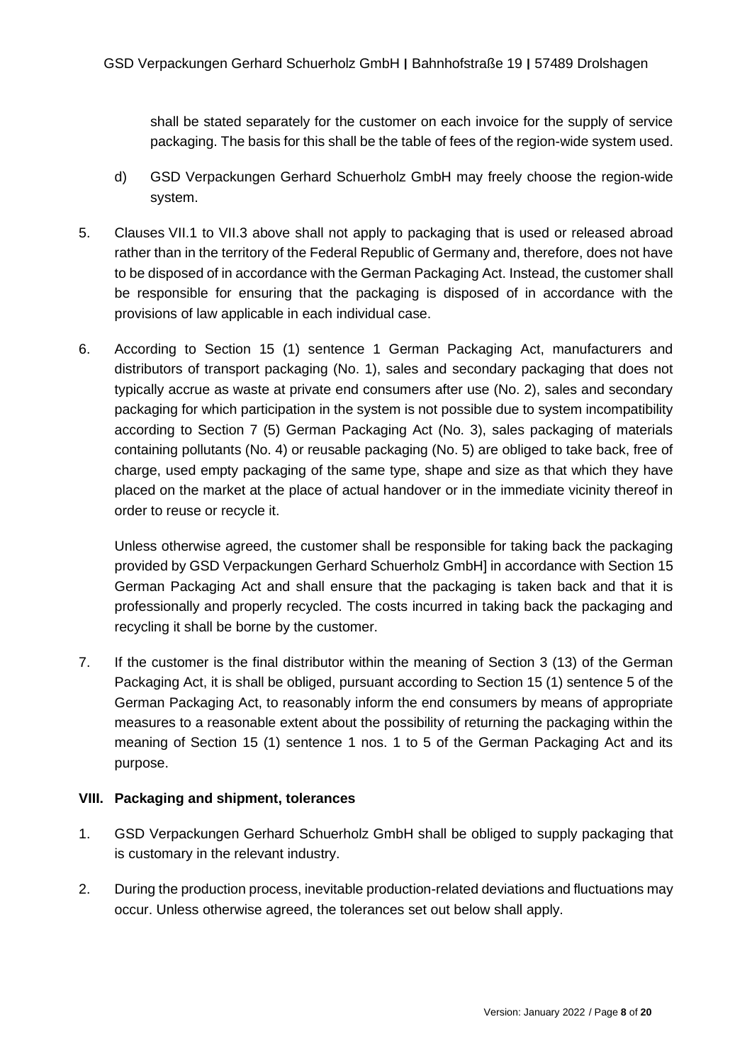shall be stated separately for the customer on each invoice for the supply of service packaging. The basis for this shall be the table of fees of the region-wide system used.

d) GSD Verpackungen Gerhard Schuerholz GmbH may freely choose the region-wide system.

5. Clauses VII.1 to VII.3 above shall not apply to packaging that is used or released abroad rather than in the territory of the Federal Republic of Germany and, therefore, does not have to be disposed of in accordance with the German Packaging Act. Instead, the customer shall be responsible for ensuring that the packaging is disposed of in accordance with the provisions of law applicable in each individual case.

6. According to Section 15 (1) sentence 1 German Packaging Act, manufacturers and distributors of transport packaging (No. 1), sales and secondary packaging that does not typically accrue as waste at private end consumers after use (No. 2), sales and secondary packaging for which participation in the system is not possible due to system incompatibility according to Section 7 (5) German Packaging Act (No. 3), sales packaging of materials containing pollutants (No. 4) or reusable packaging (No. 5) are obliged to take back, free of charge, used empty packaging of the same type, shape and size as that which they have placed on the market at the place of actual handover or in the immediate vicinity thereof in order to reuse or recycle it.

   Unless otherwise agreed, the customer shall be responsible for taking back the packaging provided by GSD Verpackungen Gerhard Schuerholz GmbH] in accordance with Section 15 German Packaging Act and shall ensure that the packaging is taken back and that it is professionally and properly recycled. The costs incurred in taking back the packaging and recycling it shall be borne by the customer.

7. If the customer is the final distributor within the meaning of Section 3 (13) of the German Packaging Act, it is shall be obliged, pursuant according to Section 15 (1) sentence 5 of the German Packaging Act, to reasonably inform the end consumers by means of appropriate measures to a reasonable extent about the possibility of returning the packaging within the meaning of Section 15 (1) sentence 1 nos. 1 to 5 of the German Packaging Act and its purpose.

**VIII. Packaging and shipment, tolerances**

1. GSD Verpackungen Gerhard Schuerholz GmbH shall be obliged to supply packaging that is customary in the relevant industry.

2. During the production process, inevitable production-related deviations and fluctuations may occur. Unless otherwise agreed, the tolerances set out below shall apply.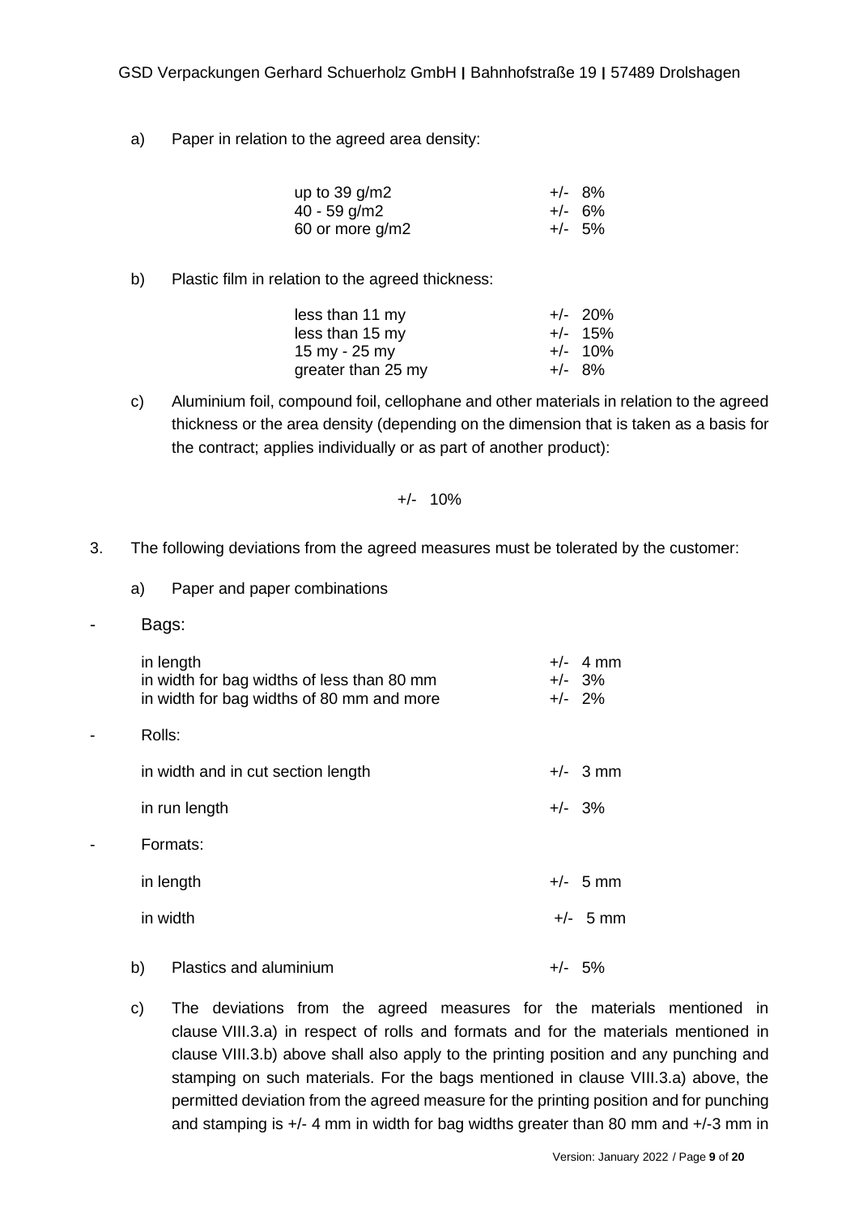a) Paper in relation to the agreed area density:

| | |
|---|---|
| up to 39 g/m2 | +/- 8% |
| 40 - 59 g/m2 | +/- 6% |
| 60 or more g/m2 | +/- 5% |

b) Plastic film in relation to the agreed thickness:

| | |
|---|---|
| less than 11 my | +/- 20% |
| less than 15 my | +/- 15% |
| 15 my - 25 my | +/- 10% |
| greater than 25 my | +/- 8% |

c) Aluminium foil, compound foil, cellophane and other materials in relation to the agreed thickness or the area density (depending on the dimension that is taken as a basis for the contract; applies individually or as part of another product):

+/- 10%

3. The following deviations from the agreed measures must be tolerated by the customer:

a) Paper and paper combinations

- Bags:

| | |
|---|---|
| in length | +/- 4 mm |
| in width for bag widths of less than 80 mm | +/- 3% |
| in width for bag widths of 80 mm and more | +/- 2% |

- Rolls:

| | |
|---|---|
| in width and in cut section length | +/- 3 mm |
| in run length | +/- 3% |

- Formats:

| | |
|---|---|
| in length | +/- 5 mm |
| in width | +/- 5 mm |

b) Plastics and aluminium +/- 5%

c) The deviations from the agreed measures for the materials mentioned in clause VIII.3.a) in respect of rolls and formats and for the materials mentioned in clause VIII.3.b) above shall also apply to the printing position and any punching and stamping on such materials. For the bags mentioned in clause VIII.3.a) above, the permitted deviation from the agreed measure for the printing position and for punching and stamping is +/- 4 mm in width for bag widths greater than 80 mm and +/-3 mm in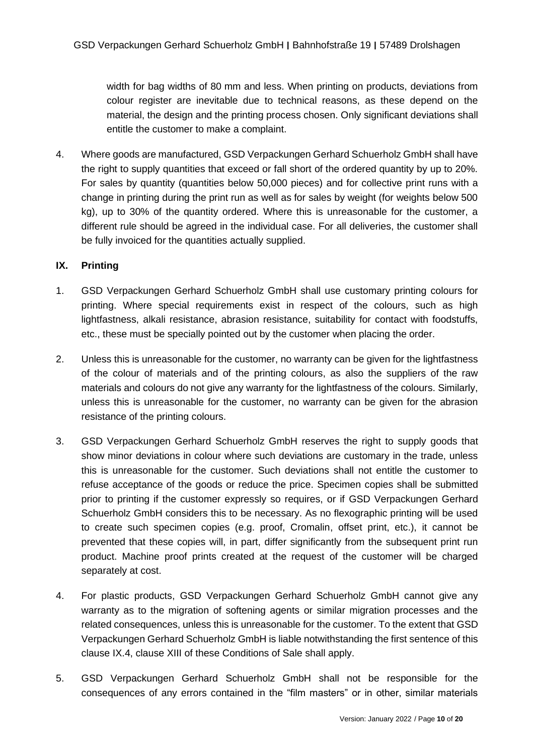width for bag widths of 80 mm and less. When printing on products, deviations from colour register are inevitable due to technical reasons, as these depend on the material, the design and the printing process chosen. Only significant deviations shall entitle the customer to make a complaint.

4. Where goods are manufactured, GSD Verpackungen Gerhard Schuerholz GmbH shall have the right to supply quantities that exceed or fall short of the ordered quantity by up to 20%. For sales by quantity (quantities below 50,000 pieces) and for collective print runs with a change in printing during the print run as well as for sales by weight (for weights below 500 kg), up to 30% of the quantity ordered. Where this is unreasonable for the customer, a different rule should be agreed in the individual case. For all deliveries, the customer shall be fully invoiced for the quantities actually supplied.

## IX. Printing

1. GSD Verpackungen Gerhard Schuerholz GmbH shall use customary printing colours for printing. Where special requirements exist in respect of the colours, such as high lightfastness, alkali resistance, abrasion resistance, suitability for contact with foodstuffs, etc., these must be specially pointed out by the customer when placing the order.

2. Unless this is unreasonable for the customer, no warranty can be given for the lightfastness of the colour of materials and of the printing colours, as also the suppliers of the raw materials and colours do not give any warranty for the lightfastness of the colours. Similarly, unless this is unreasonable for the customer, no warranty can be given for the abrasion resistance of the printing colours.

3. GSD Verpackungen Gerhard Schuerholz GmbH reserves the right to supply goods that show minor deviations in colour where such deviations are customary in the trade, unless this is unreasonable for the customer. Such deviations shall not entitle the customer to refuse acceptance of the goods or reduce the price. Specimen copies shall be submitted prior to printing if the customer expressly so requires, or if GSD Verpackungen Gerhard Schuerholz GmbH considers this to be necessary. As no flexographic printing will be used to create such specimen copies (e.g. proof, Cromalin, offset print, etc.), it cannot be prevented that these copies will, in part, differ significantly from the subsequent print run product. Machine proof prints created at the request of the customer will be charged separately at cost.

4. For plastic products, GSD Verpackungen Gerhard Schuerholz GmbH cannot give any warranty as to the migration of softening agents or similar migration processes and the related consequences, unless this is unreasonable for the customer. To the extent that GSD Verpackungen Gerhard Schuerholz GmbH is liable notwithstanding the first sentence of this clause IX.4, clause XIII of these Conditions of Sale shall apply.

5. GSD Verpackungen Gerhard Schuerholz GmbH shall not be responsible for the consequences of any errors contained in the “film masters” or in other, similar materials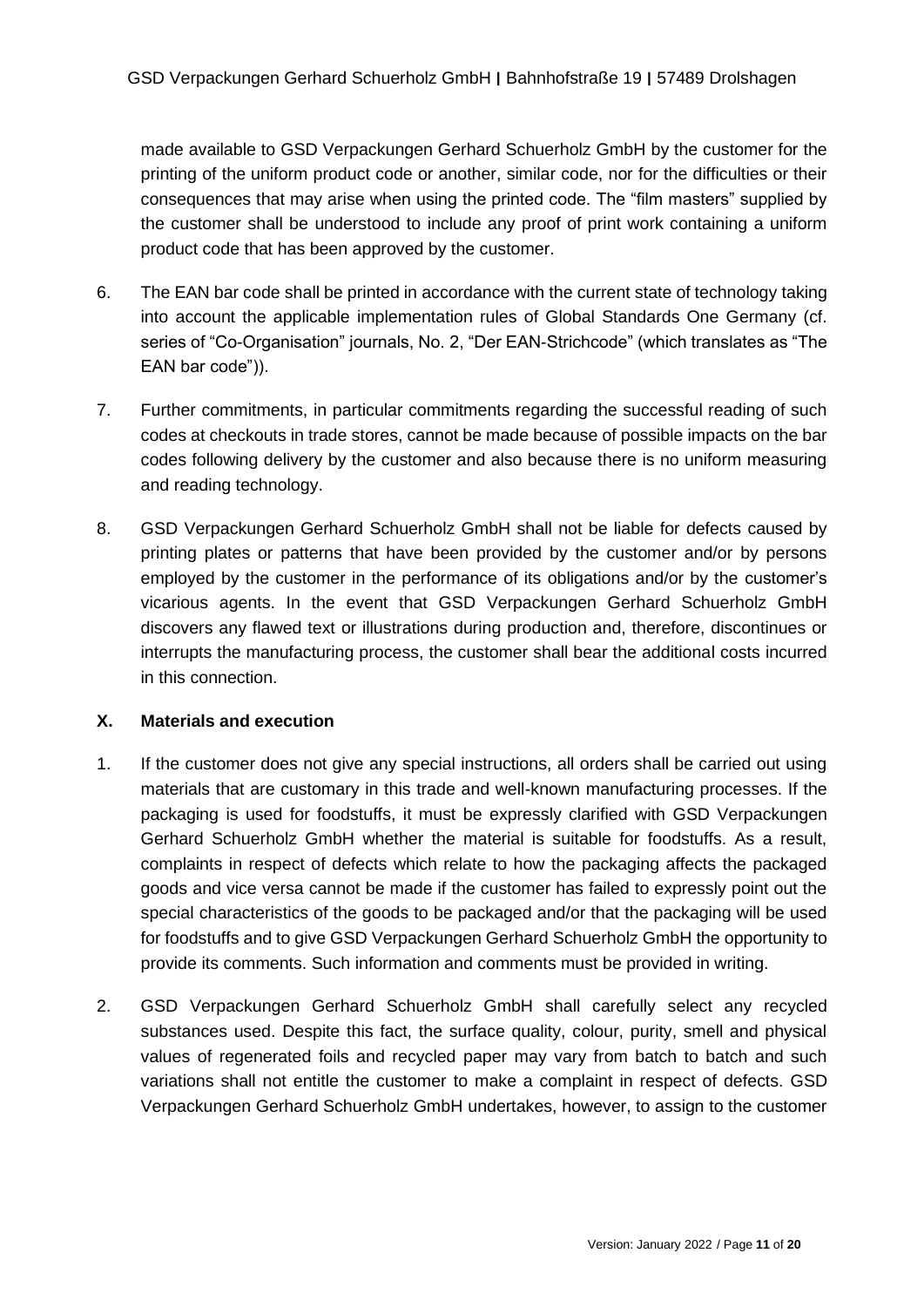made available to GSD Verpackungen Gerhard Schuerholz GmbH by the customer for the printing of the uniform product code or another, similar code, nor for the difficulties or their consequences that may arise when using the printed code. The "film masters" supplied by the customer shall be understood to include any proof of print work containing a uniform product code that has been approved by the customer.

6. The EAN bar code shall be printed in accordance with the current state of technology taking into account the applicable implementation rules of Global Standards One Germany (cf. series of "Co-Organisation" journals, No. 2, "Der EAN-Strichcode" (which translates as "The EAN bar code")).

7. Further commitments, in particular commitments regarding the successful reading of such codes at checkouts in trade stores, cannot be made because of possible impacts on the bar codes following delivery by the customer and also because there is no uniform measuring and reading technology.

8. GSD Verpackungen Gerhard Schuerholz GmbH shall not be liable for defects caused by printing plates or patterns that have been provided by the customer and/or by persons employed by the customer in the performance of its obligations and/or by the customer's vicarious agents. In the event that GSD Verpackungen Gerhard Schuerholz GmbH discovers any flawed text or illustrations during production and, therefore, discontinues or interrupts the manufacturing process, the customer shall bear the additional costs incurred in this connection.

## X. Materials and execution

1. If the customer does not give any special instructions, all orders shall be carried out using materials that are customary in this trade and well-known manufacturing processes. If the packaging is used for foodstuffs, it must be expressly clarified with GSD Verpackungen Gerhard Schuerholz GmbH whether the material is suitable for foodstuffs. As a result, complaints in respect of defects which relate to how the packaging affects the packaged goods and vice versa cannot be made if the customer has failed to expressly point out the special characteristics of the goods to be packaged and/or that the packaging will be used for foodstuffs and to give GSD Verpackungen Gerhard Schuerholz GmbH the opportunity to provide its comments. Such information and comments must be provided in writing.

2. GSD Verpackungen Gerhard Schuerholz GmbH shall carefully select any recycled substances used. Despite this fact, the surface quality, colour, purity, smell and physical values of regenerated foils and recycled paper may vary from batch to batch and such variations shall not entitle the customer to make a complaint in respect of defects. GSD Verpackungen Gerhard Schuerholz GmbH undertakes, however, to assign to the customer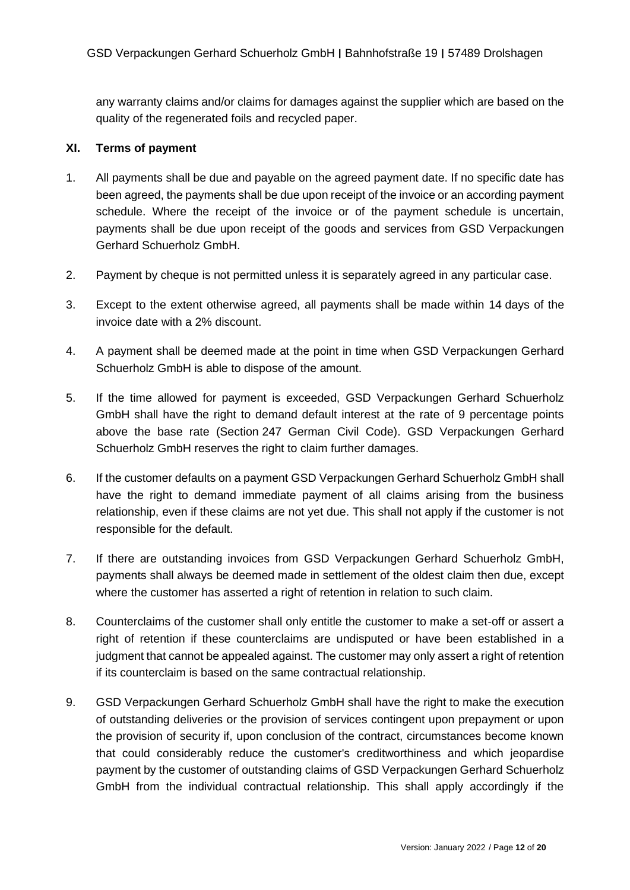any warranty claims and/or claims for damages against the supplier which are based on the quality of the regenerated foils and recycled paper.

## XI. Terms of payment

1. All payments shall be due and payable on the agreed payment date. If no specific date has been agreed, the payments shall be due upon receipt of the invoice or an according payment schedule. Where the receipt of the invoice or of the payment schedule is uncertain, payments shall be due upon receipt of the goods and services from GSD Verpackungen Gerhard Schuerholz GmbH.

2. Payment by cheque is not permitted unless it is separately agreed in any particular case.

3. Except to the extent otherwise agreed, all payments shall be made within 14 days of the invoice date with a 2% discount.

4. A payment shall be deemed made at the point in time when GSD Verpackungen Gerhard Schuerholz GmbH is able to dispose of the amount.

5. If the time allowed for payment is exceeded, GSD Verpackungen Gerhard Schuerholz GmbH shall have the right to demand default interest at the rate of 9 percentage points above the base rate (Section 247 German Civil Code). GSD Verpackungen Gerhard Schuerholz GmbH reserves the right to claim further damages.

6. If the customer defaults on a payment GSD Verpackungen Gerhard Schuerholz GmbH shall have the right to demand immediate payment of all claims arising from the business relationship, even if these claims are not yet due. This shall not apply if the customer is not responsible for the default.

7. If there are outstanding invoices from GSD Verpackungen Gerhard Schuerholz GmbH, payments shall always be deemed made in settlement of the oldest claim then due, except where the customer has asserted a right of retention in relation to such claim.

8. Counterclaims of the customer shall only entitle the customer to make a set-off or assert a right of retention if these counterclaims are undisputed or have been established in a judgment that cannot be appealed against. The customer may only assert a right of retention if its counterclaim is based on the same contractual relationship.

9. GSD Verpackungen Gerhard Schuerholz GmbH shall have the right to make the execution of outstanding deliveries or the provision of services contingent upon prepayment or upon the provision of security if, upon conclusion of the contract, circumstances become known that could considerably reduce the customer's creditworthiness and which jeopardise payment by the customer of outstanding claims of GSD Verpackungen Gerhard Schuerholz GmbH from the individual contractual relationship. This shall apply accordingly if the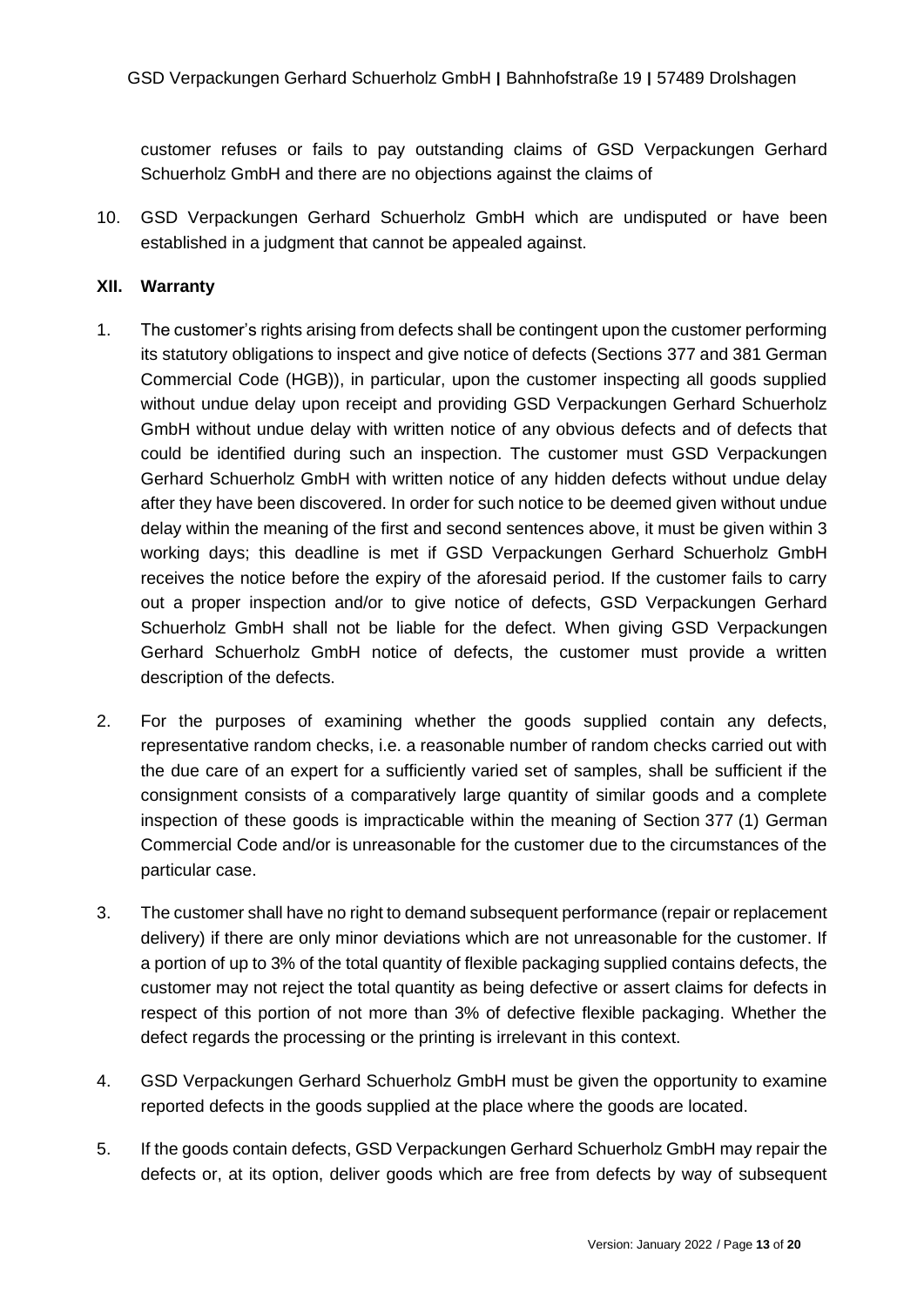customer refuses or fails to pay outstanding claims of GSD Verpackungen Gerhard Schuerholz GmbH and there are no objections against the claims of

10. GSD Verpackungen Gerhard Schuerholz GmbH which are undisputed or have been established in a judgment that cannot be appealed against.

## XII. Warranty

1. The customer's rights arising from defects shall be contingent upon the customer performing its statutory obligations to inspect and give notice of defects (Sections 377 and 381 German Commercial Code (HGB)), in particular, upon the customer inspecting all goods supplied without undue delay upon receipt and providing GSD Verpackungen Gerhard Schuerholz GmbH without undue delay with written notice of any obvious defects and of defects that could be identified during such an inspection. The customer must GSD Verpackungen Gerhard Schuerholz GmbH with written notice of any hidden defects without undue delay after they have been discovered. In order for such notice to be deemed given without undue delay within the meaning of the first and second sentences above, it must be given within 3 working days; this deadline is met if GSD Verpackungen Gerhard Schuerholz GmbH receives the notice before the expiry of the aforesaid period. If the customer fails to carry out a proper inspection and/or to give notice of defects, GSD Verpackungen Gerhard Schuerholz GmbH shall not be liable for the defect. When giving GSD Verpackungen Gerhard Schuerholz GmbH notice of defects, the customer must provide a written description of the defects.

2. For the purposes of examining whether the goods supplied contain any defects, representative random checks, i.e. a reasonable number of random checks carried out with the due care of an expert for a sufficiently varied set of samples, shall be sufficient if the consignment consists of a comparatively large quantity of similar goods and a complete inspection of these goods is impracticable within the meaning of Section 377 (1) German Commercial Code and/or is unreasonable for the customer due to the circumstances of the particular case.

3. The customer shall have no right to demand subsequent performance (repair or replacement delivery) if there are only minor deviations which are not unreasonable for the customer. If a portion of up to 3% of the total quantity of flexible packaging supplied contains defects, the customer may not reject the total quantity as being defective or assert claims for defects in respect of this portion of not more than 3% of defective flexible packaging. Whether the defect regards the processing or the printing is irrelevant in this context.

4. GSD Verpackungen Gerhard Schuerholz GmbH must be given the opportunity to examine reported defects in the goods supplied at the place where the goods are located.

5. If the goods contain defects, GSD Verpackungen Gerhard Schuerholz GmbH may repair the defects or, at its option, deliver goods which are free from defects by way of subsequent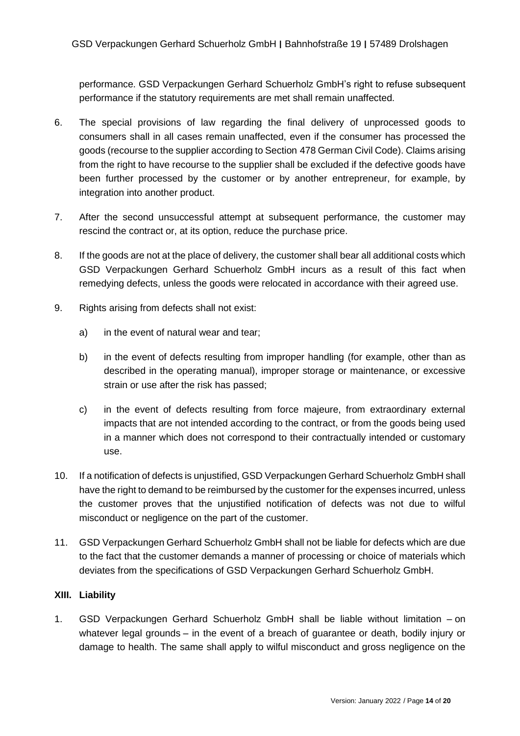performance. GSD Verpackungen Gerhard Schuerholz GmbH's right to refuse subsequent performance if the statutory requirements are met shall remain unaffected.

6. The special provisions of law regarding the final delivery of unprocessed goods to consumers shall in all cases remain unaffected, even if the consumer has processed the goods (recourse to the supplier according to Section 478 German Civil Code). Claims arising from the right to have recourse to the supplier shall be excluded if the defective goods have been further processed by the customer or by another entrepreneur, for example, by integration into another product.

7. After the second unsuccessful attempt at subsequent performance, the customer may rescind the contract or, at its option, reduce the purchase price.

8. If the goods are not at the place of delivery, the customer shall bear all additional costs which GSD Verpackungen Gerhard Schuerholz GmbH incurs as a result of this fact when remedying defects, unless the goods were relocated in accordance with their agreed use.

9. Rights arising from defects shall not exist:

   a) in the event of natural wear and tear;

   b) in the event of defects resulting from improper handling (for example, other than as described in the operating manual), improper storage or maintenance, or excessive strain or use after the risk has passed;

   c) in the event of defects resulting from force majeure, from extraordinary external impacts that are not intended according to the contract, or from the goods being used in a manner which does not correspond to their contractually intended or customary use.

10. If a notification of defects is unjustified, GSD Verpackungen Gerhard Schuerholz GmbH shall have the right to demand to be reimbursed by the customer for the expenses incurred, unless the customer proves that the unjustified notification of defects was not due to wilful misconduct or negligence on the part of the customer.

11. GSD Verpackungen Gerhard Schuerholz GmbH shall not be liable for defects which are due to the fact that the customer demands a manner of processing or choice of materials which deviates from the specifications of GSD Verpackungen Gerhard Schuerholz GmbH.

## XIII. Liability

1. GSD Verpackungen Gerhard Schuerholz GmbH shall be liable without limitation – on whatever legal grounds – in the event of a breach of guarantee or death, bodily injury or damage to health. The same shall apply to wilful misconduct and gross negligence on the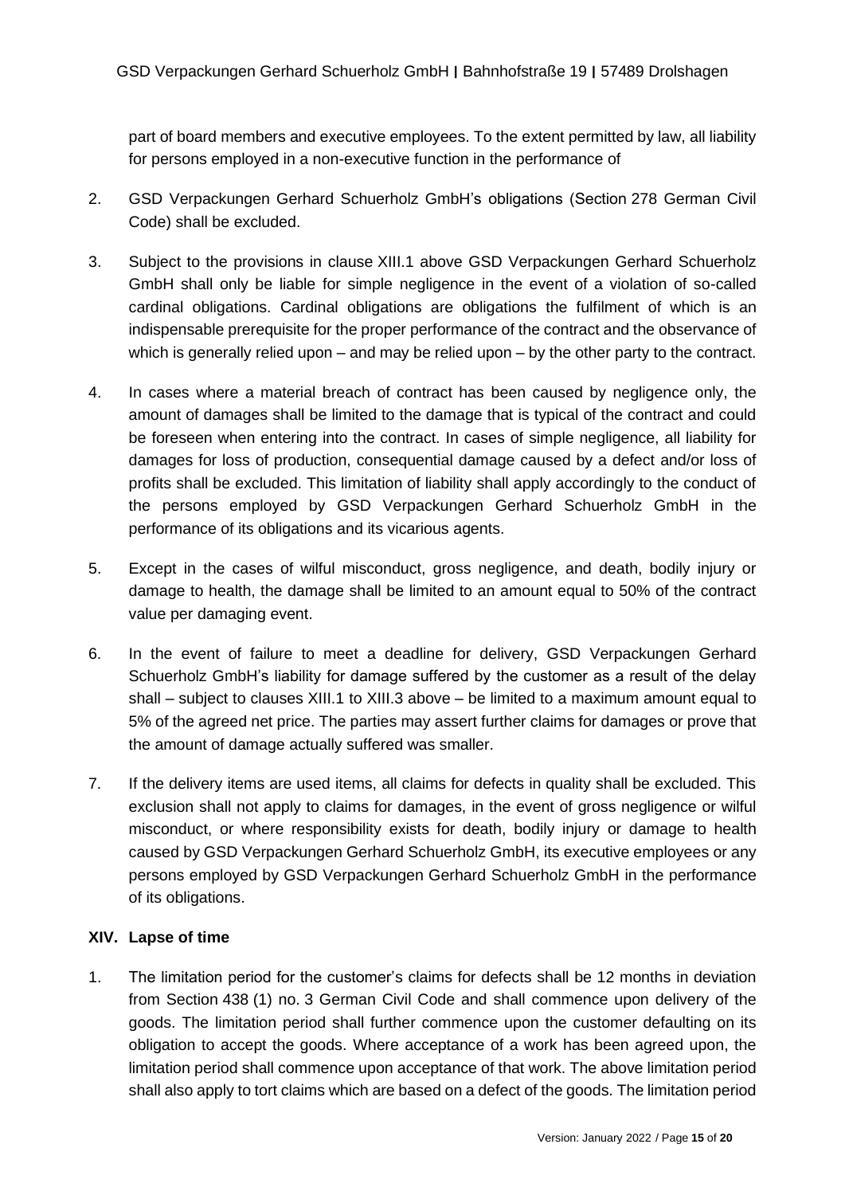part of board members and executive employees. To the extent permitted by law, all liability for persons employed in a non-executive function in the performance of

2. GSD Verpackungen Gerhard Schuerholz GmbH's obligations (Section 278 German Civil Code) shall be excluded.

3. Subject to the provisions in clause XIII.1 above GSD Verpackungen Gerhard Schuerholz GmbH shall only be liable for simple negligence in the event of a violation of so-called cardinal obligations. Cardinal obligations are obligations the fulfilment of which is an indispensable prerequisite for the proper performance of the contract and the observance of which is generally relied upon – and may be relied upon – by the other party to the contract.

4. In cases where a material breach of contract has been caused by negligence only, the amount of damages shall be limited to the damage that is typical of the contract and could be foreseen when entering into the contract. In cases of simple negligence, all liability for damages for loss of production, consequential damage caused by a defect and/or loss of profits shall be excluded. This limitation of liability shall apply accordingly to the conduct of the persons employed by GSD Verpackungen Gerhard Schuerholz GmbH in the performance of its obligations and its vicarious agents.

5. Except in the cases of wilful misconduct, gross negligence, and death, bodily injury or damage to health, the damage shall be limited to an amount equal to 50% of the contract value per damaging event.

6. In the event of failure to meet a deadline for delivery, GSD Verpackungen Gerhard Schuerholz GmbH's liability for damage suffered by the customer as a result of the delay shall – subject to clauses XIII.1 to XIII.3 above – be limited to a maximum amount equal to 5% of the agreed net price. The parties may assert further claims for damages or prove that the amount of damage actually suffered was smaller.

7. If the delivery items are used items, all claims for defects in quality shall be excluded. This exclusion shall not apply to claims for damages, in the event of gross negligence or wilful misconduct, or where responsibility exists for death, bodily injury or damage to health caused by GSD Verpackungen Gerhard Schuerholz GmbH, its executive employees or any persons employed by GSD Verpackungen Gerhard Schuerholz GmbH in the performance of its obligations.

## XIV. Lapse of time

1. The limitation period for the customer's claims for defects shall be 12 months in deviation from Section 438 (1) no. 3 German Civil Code and shall commence upon delivery of the goods. The limitation period shall further commence upon the customer defaulting on its obligation to accept the goods. Where acceptance of a work has been agreed upon, the limitation period shall commence upon acceptance of that work. The above limitation period shall also apply to tort claims which are based on a defect of the goods. The limitation period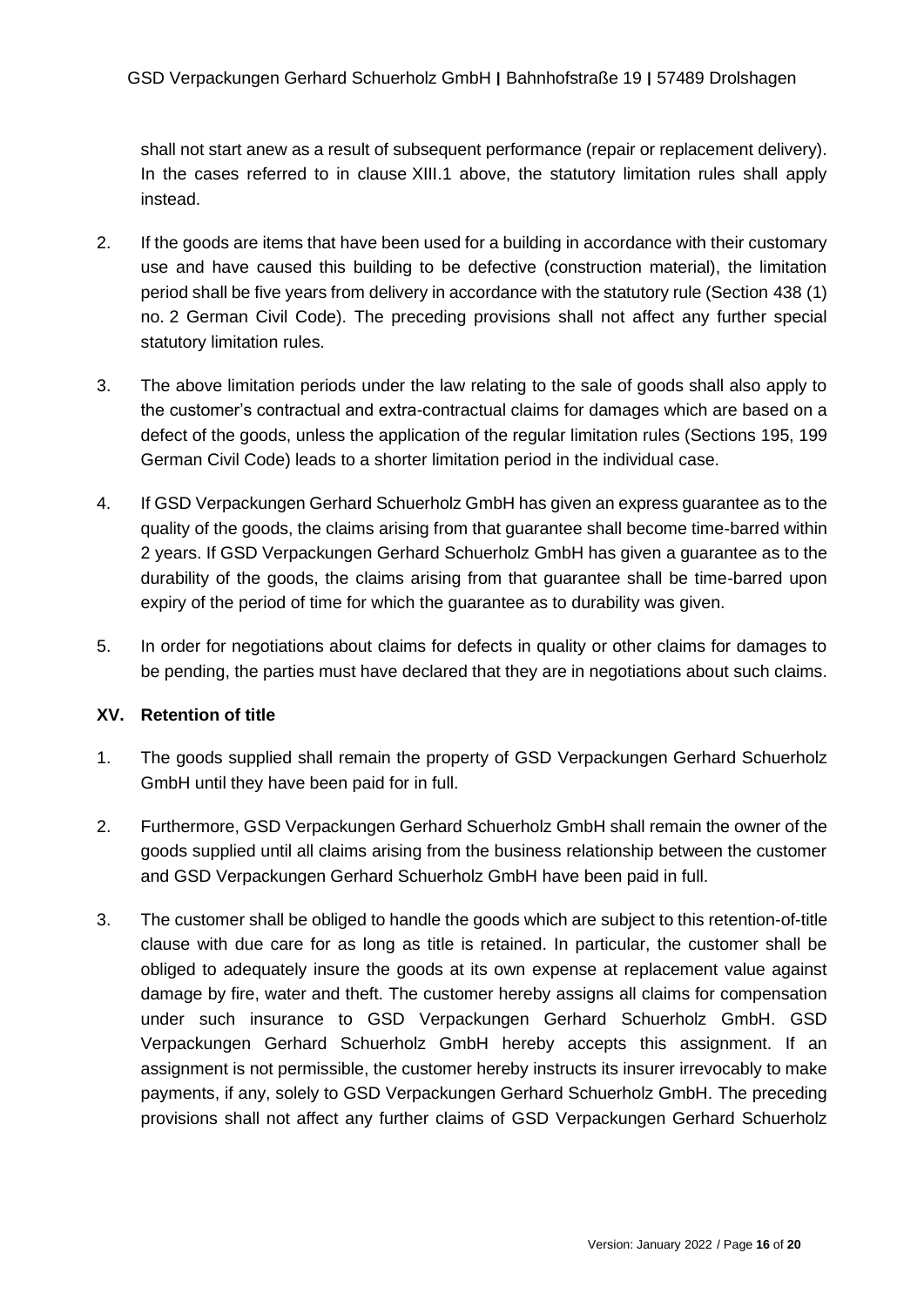shall not start anew as a result of subsequent performance (repair or replacement delivery). In the cases referred to in clause XIII.1 above, the statutory limitation rules shall apply instead.

2. If the goods are items that have been used for a building in accordance with their customary use and have caused this building to be defective (construction material), the limitation period shall be five years from delivery in accordance with the statutory rule (Section 438 (1) no. 2 German Civil Code). The preceding provisions shall not affect any further special statutory limitation rules.

3. The above limitation periods under the law relating to the sale of goods shall also apply to the customer's contractual and extra-contractual claims for damages which are based on a defect of the goods, unless the application of the regular limitation rules (Sections 195, 199 German Civil Code) leads to a shorter limitation period in the individual case.

4. If GSD Verpackungen Gerhard Schuerholz GmbH has given an express guarantee as to the quality of the goods, the claims arising from that guarantee shall become time-barred within 2 years. If GSD Verpackungen Gerhard Schuerholz GmbH has given a guarantee as to the durability of the goods, the claims arising from that guarantee shall be time-barred upon expiry of the period of time for which the guarantee as to durability was given.

5. In order for negotiations about claims for defects in quality or other claims for damages to be pending, the parties must have declared that they are in negotiations about such claims.

## XV. Retention of title

1. The goods supplied shall remain the property of GSD Verpackungen Gerhard Schuerholz GmbH until they have been paid for in full.

2. Furthermore, GSD Verpackungen Gerhard Schuerholz GmbH shall remain the owner of the goods supplied until all claims arising from the business relationship between the customer and GSD Verpackungen Gerhard Schuerholz GmbH have been paid in full.

3. The customer shall be obliged to handle the goods which are subject to this retention-of-title clause with due care for as long as title is retained. In particular, the customer shall be obliged to adequately insure the goods at its own expense at replacement value against damage by fire, water and theft. The customer hereby assigns all claims for compensation under such insurance to GSD Verpackungen Gerhard Schuerholz GmbH. GSD Verpackungen Gerhard Schuerholz GmbH hereby accepts this assignment. If an assignment is not permissible, the customer hereby instructs its insurer irrevocably to make payments, if any, solely to GSD Verpackungen Gerhard Schuerholz GmbH. The preceding provisions shall not affect any further claims of GSD Verpackungen Gerhard Schuerholz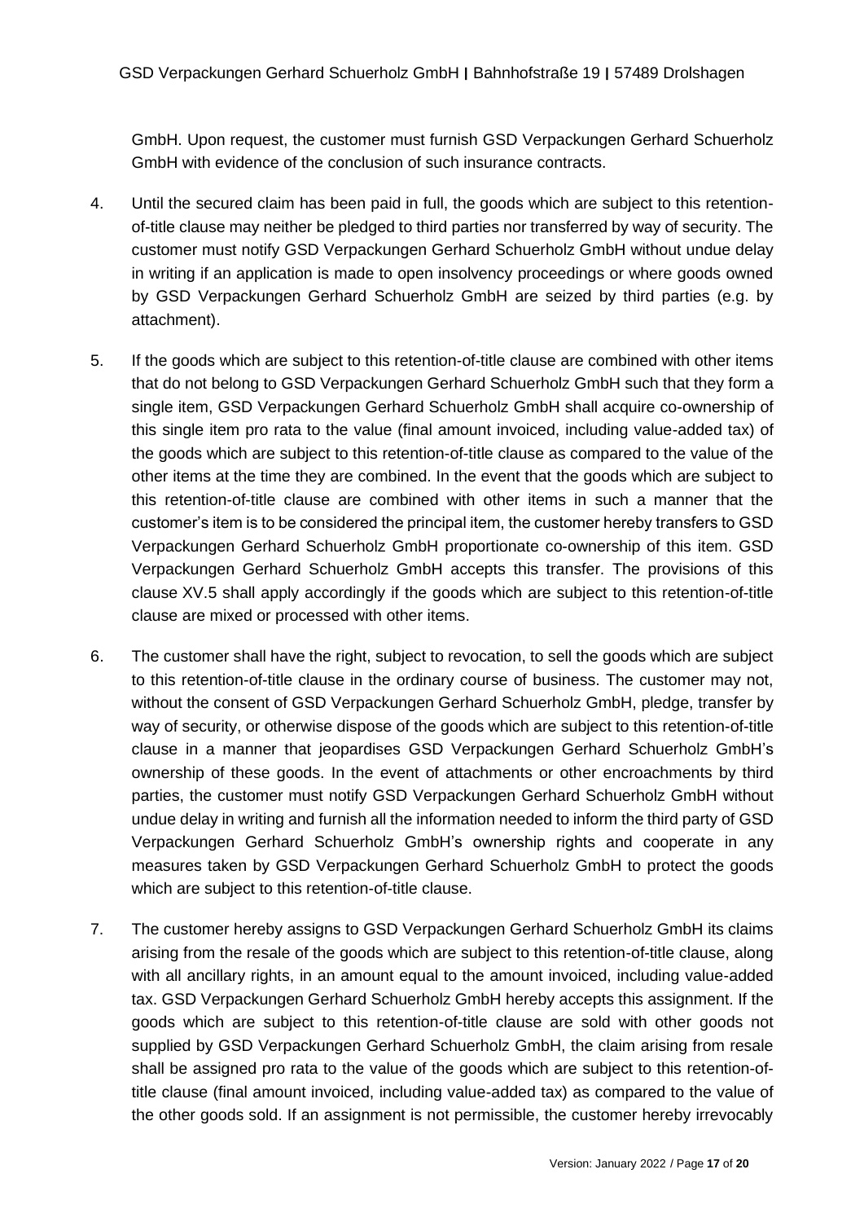GmbH. Upon request, the customer must furnish GSD Verpackungen Gerhard Schuerholz GmbH with evidence of the conclusion of such insurance contracts.

4. Until the secured claim has been paid in full, the goods which are subject to this retention-of-title clause may neither be pledged to third parties nor transferred by way of security. The customer must notify GSD Verpackungen Gerhard Schuerholz GmbH without undue delay in writing if an application is made to open insolvency proceedings or where goods owned by GSD Verpackungen Gerhard Schuerholz GmbH are seized by third parties (e.g. by attachment).

5. If the goods which are subject to this retention-of-title clause are combined with other items that do not belong to GSD Verpackungen Gerhard Schuerholz GmbH such that they form a single item, GSD Verpackungen Gerhard Schuerholz GmbH shall acquire co-ownership of this single item pro rata to the value (final amount invoiced, including value-added tax) of the goods which are subject to this retention-of-title clause as compared to the value of the other items at the time they are combined. In the event that the goods which are subject to this retention-of-title clause are combined with other items in such a manner that the customer's item is to be considered the principal item, the customer hereby transfers to GSD Verpackungen Gerhard Schuerholz GmbH proportionate co-ownership of this item. GSD Verpackungen Gerhard Schuerholz GmbH accepts this transfer. The provisions of this clause XV.5 shall apply accordingly if the goods which are subject to this retention-of-title clause are mixed or processed with other items.

6. The customer shall have the right, subject to revocation, to sell the goods which are subject to this retention-of-title clause in the ordinary course of business. The customer may not, without the consent of GSD Verpackungen Gerhard Schuerholz GmbH, pledge, transfer by way of security, or otherwise dispose of the goods which are subject to this retention-of-title clause in a manner that jeopardises GSD Verpackungen Gerhard Schuerholz GmbH's ownership of these goods. In the event of attachments or other encroachments by third parties, the customer must notify GSD Verpackungen Gerhard Schuerholz GmbH without undue delay in writing and furnish all the information needed to inform the third party of GSD Verpackungen Gerhard Schuerholz GmbH's ownership rights and cooperate in any measures taken by GSD Verpackungen Gerhard Schuerholz GmbH to protect the goods which are subject to this retention-of-title clause.

7. The customer hereby assigns to GSD Verpackungen Gerhard Schuerholz GmbH its claims arising from the resale of the goods which are subject to this retention-of-title clause, along with all ancillary rights, in an amount equal to the amount invoiced, including value-added tax. GSD Verpackungen Gerhard Schuerholz GmbH hereby accepts this assignment. If the goods which are subject to this retention-of-title clause are sold with other goods not supplied by GSD Verpackungen Gerhard Schuerholz GmbH, the claim arising from resale shall be assigned pro rata to the value of the goods which are subject to this retention-of-title clause (final amount invoiced, including value-added tax) as compared to the value of the other goods sold. If an assignment is not permissible, the customer hereby irrevocably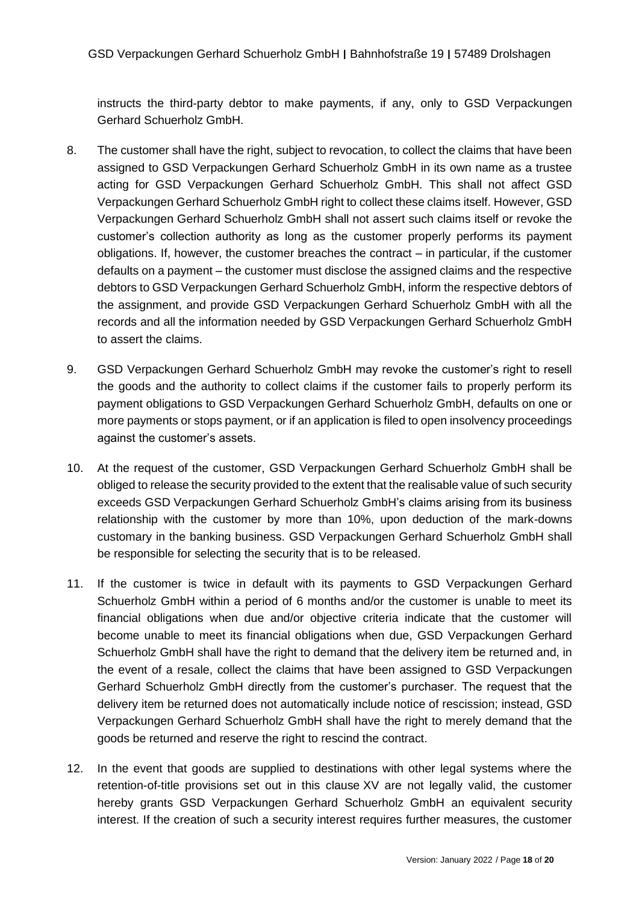instructs the third-party debtor to make payments, if any, only to GSD Verpackungen Gerhard Schuerholz GmbH.

8. The customer shall have the right, subject to revocation, to collect the claims that have been assigned to GSD Verpackungen Gerhard Schuerholz GmbH in its own name as a trustee acting for GSD Verpackungen Gerhard Schuerholz GmbH. This shall not affect GSD Verpackungen Gerhard Schuerholz GmbH right to collect these claims itself. However, GSD Verpackungen Gerhard Schuerholz GmbH shall not assert such claims itself or revoke the customer's collection authority as long as the customer properly performs its payment obligations. If, however, the customer breaches the contract – in particular, if the customer defaults on a payment – the customer must disclose the assigned claims and the respective debtors to GSD Verpackungen Gerhard Schuerholz GmbH, inform the respective debtors of the assignment, and provide GSD Verpackungen Gerhard Schuerholz GmbH with all the records and all the information needed by GSD Verpackungen Gerhard Schuerholz GmbH to assert the claims.

9. GSD Verpackungen Gerhard Schuerholz GmbH may revoke the customer's right to resell the goods and the authority to collect claims if the customer fails to properly perform its payment obligations to GSD Verpackungen Gerhard Schuerholz GmbH, defaults on one or more payments or stops payment, or if an application is filed to open insolvency proceedings against the customer's assets.

10. At the request of the customer, GSD Verpackungen Gerhard Schuerholz GmbH shall be obliged to release the security provided to the extent that the realisable value of such security exceeds GSD Verpackungen Gerhard Schuerholz GmbH's claims arising from its business relationship with the customer by more than 10%, upon deduction of the mark-downs customary in the banking business. GSD Verpackungen Gerhard Schuerholz GmbH shall be responsible for selecting the security that is to be released.

11. If the customer is twice in default with its payments to GSD Verpackungen Gerhard Schuerholz GmbH within a period of 6 months and/or the customer is unable to meet its financial obligations when due and/or objective criteria indicate that the customer will become unable to meet its financial obligations when due, GSD Verpackungen Gerhard Schuerholz GmbH shall have the right to demand that the delivery item be returned and, in the event of a resale, collect the claims that have been assigned to GSD Verpackungen Gerhard Schuerholz GmbH directly from the customer's purchaser. The request that the delivery item be returned does not automatically include notice of rescission; instead, GSD Verpackungen Gerhard Schuerholz GmbH shall have the right to merely demand that the goods be returned and reserve the right to rescind the contract.

12. In the event that goods are supplied to destinations with other legal systems where the retention-of-title provisions set out in this clause XV are not legally valid, the customer hereby grants GSD Verpackungen Gerhard Schuerholz GmbH an equivalent security interest. If the creation of such a security interest requires further measures, the customer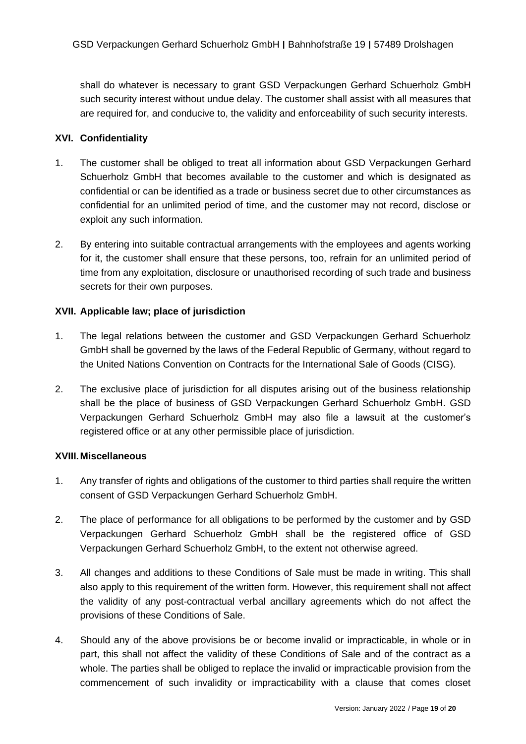shall do whatever is necessary to grant GSD Verpackungen Gerhard Schuerholz GmbH such security interest without undue delay. The customer shall assist with all measures that are required for, and conducive to, the validity and enforceability of such security interests.

## XVI. Confidentiality

1. The customer shall be obliged to treat all information about GSD Verpackungen Gerhard Schuerholz GmbH that becomes available to the customer and which is designated as confidential or can be identified as a trade or business secret due to other circumstances as confidential for an unlimited period of time, and the customer may not record, disclose or exploit any such information.

2. By entering into suitable contractual arrangements with the employees and agents working for it, the customer shall ensure that these persons, too, refrain for an unlimited period of time from any exploitation, disclosure or unauthorised recording of such trade and business secrets for their own purposes.

## XVII. Applicable law; place of jurisdiction

1. The legal relations between the customer and GSD Verpackungen Gerhard Schuerholz GmbH shall be governed by the laws of the Federal Republic of Germany, without regard to the United Nations Convention on Contracts for the International Sale of Goods (CISG).

2. The exclusive place of jurisdiction for all disputes arising out of the business relationship shall be the place of business of GSD Verpackungen Gerhard Schuerholz GmbH. GSD Verpackungen Gerhard Schuerholz GmbH may also file a lawsuit at the customer's registered office or at any other permissible place of jurisdiction.

## XVIII. Miscellaneous

1. Any transfer of rights and obligations of the customer to third parties shall require the written consent of GSD Verpackungen Gerhard Schuerholz GmbH.

2. The place of performance for all obligations to be performed by the customer and by GSD Verpackungen Gerhard Schuerholz GmbH shall be the registered office of GSD Verpackungen Gerhard Schuerholz GmbH, to the extent not otherwise agreed.

3. All changes and additions to these Conditions of Sale must be made in writing. This shall also apply to this requirement of the written form. However, this requirement shall not affect the validity of any post-contractual verbal ancillary agreements which do not affect the provisions of these Conditions of Sale.

4. Should any of the above provisions be or become invalid or impracticable, in whole or in part, this shall not affect the validity of these Conditions of Sale and of the contract as a whole. The parties shall be obliged to replace the invalid or impracticable provision from the commencement of such invalidity or impracticability with a clause that comes closet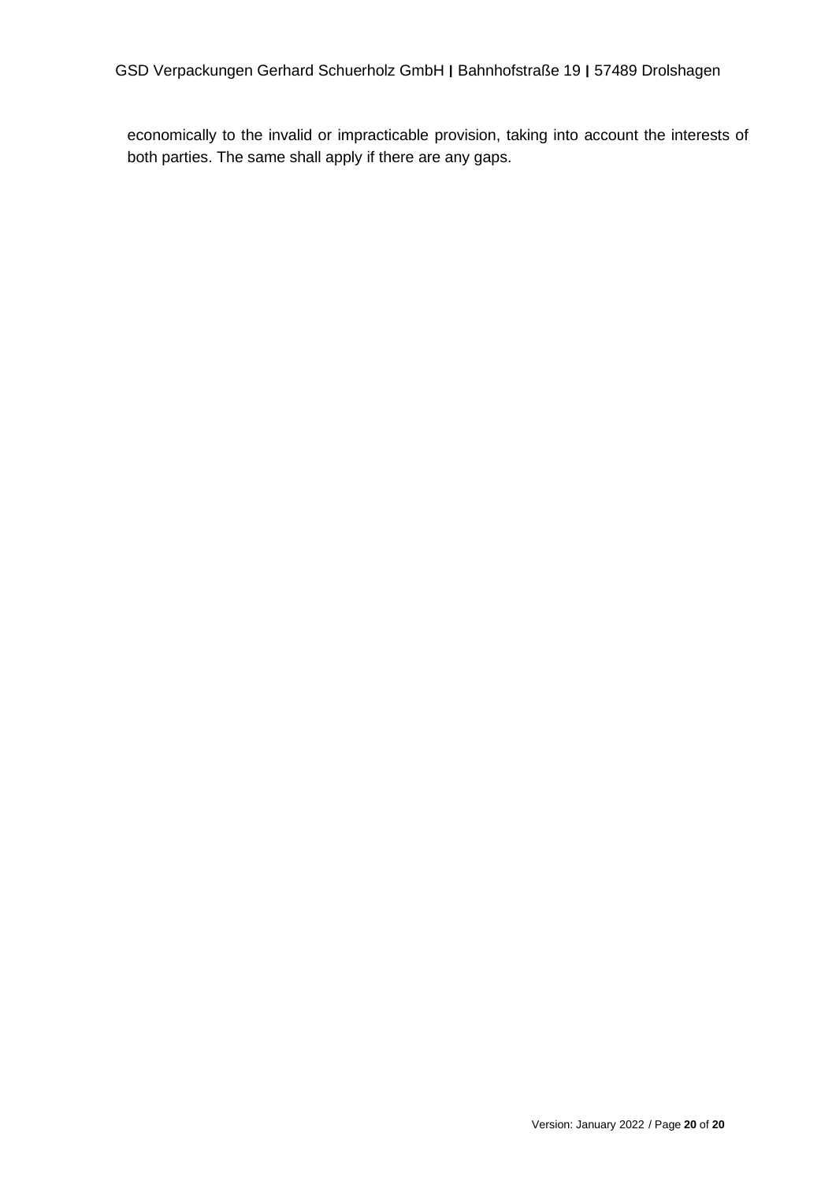economically to the invalid or impracticable provision, taking into account the interests of both parties. The same shall apply if there are any gaps.